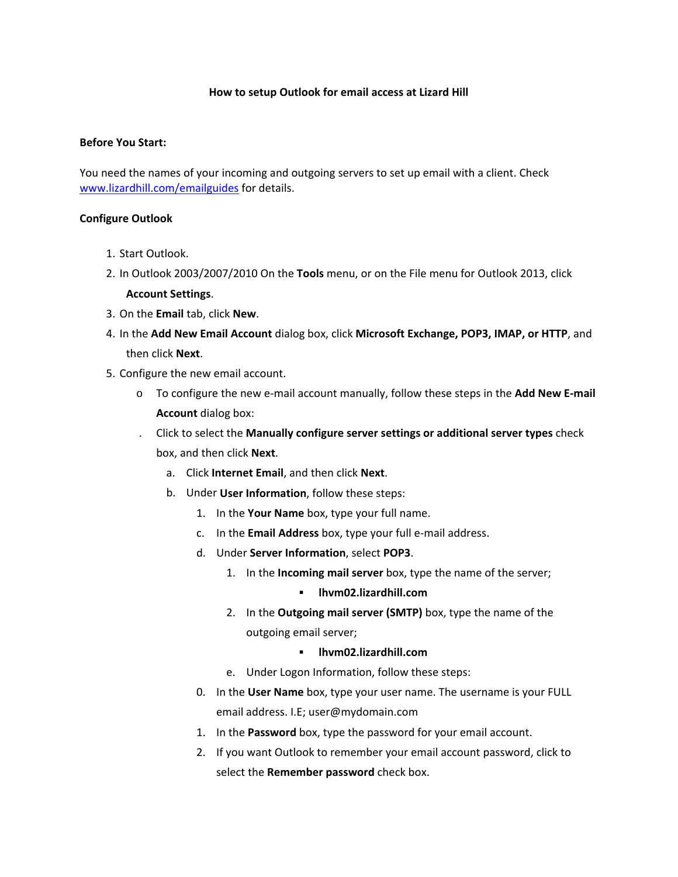**How to setup Outlook for email access at Lizard Hill**

**Before You Start:**

You need the names of your incoming and outgoing servers to set up email with a client. Check [www.lizardhill.com/emailguides](http://www.lizardhill.com/emailguides) for details.

**Configure Outlook**

1. Start Outlook.
2. In Outlook 2003/2007/2010 On the **Tools** menu, or on the File menu for Outlook 2013, click **Account Settings**.
3. On the **Email** tab, click **New**.
4. In the **Add New Email Account** dialog box, click **Microsoft Exchange, POP3, IMAP, or HTTP**, and then click **Next**.
5. Configure the new email account.
   - To configure the new e-mail account manually, follow these steps in the **Add New E-mail Account** dialog box:
   - Click to select the **Manually configure server settings or additional server types** check box, and then click **Next**.
     - a. Click **Internet Email**, and then click **Next**.
     - b. Under **User Information**, follow these steps:
       - 1. In the **Your Name** box, type your full name.
       - c. In the **Email Address** box, type your full e-mail address.
       - d. Under **Server Information**, select **POP3**.
         - 1. In the **Incoming mail server** box, type the name of the server;
           - **lhvm02.lizardhill.com**
         - 2. In the **Outgoing mail server (SMTP)** box, type the name of the outgoing email server;
           - **lhvm02.lizardhill.com**
         - e. Under Logon Information, follow these steps:
       - 0. In the **User Name** box, type your user name. The username is your FULL email address. I.E; user@mydomain.com
       - 1. In the **Password** box, type the password for your email account.
       - 2. If you want Outlook to remember your email account password, click to select the **Remember password** check box.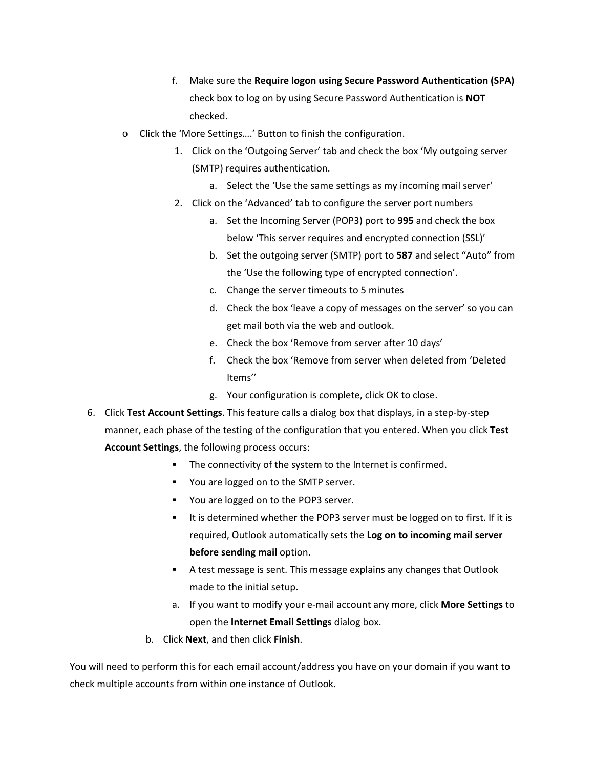f. Make sure the **Require logon using Secure Password Authentication (SPA)** check box to log on by using Secure Password Authentication is **NOT** checked.

- Click the 'More Settings….' Button to finish the configuration.
  1. Click on the 'Outgoing Server' tab and check the box 'My outgoing server (SMTP) requires authentication.
     a. Select the 'Use the same settings as my incoming mail server'
  2. Click on the 'Advanced' tab to configure the server port numbers
     a. Set the Incoming Server (POP3) port to **995** and check the box below 'This server requires and encrypted connection (SSL)'
     b. Set the outgoing server (SMTP) port to **587** and select "Auto" from the 'Use the following type of encrypted connection'.
     c. Change the server timeouts to 5 minutes
     d. Check the box 'leave a copy of messages on the server' so you can get mail both via the web and outlook.
     e. Check the box 'Remove from server after 10 days'
     f. Check the box 'Remove from server when deleted from 'Deleted Items''
     g. Your configuration is complete, click OK to close.

6. Click **Test Account Settings**. This feature calls a dialog box that displays, in a step-by-step manner, each phase of the testing of the configuration that you entered. When you click **Test Account Settings**, the following process occurs:
   - The connectivity of the system to the Internet is confirmed.
   - You are logged on to the SMTP server.
   - You are logged on to the POP3 server.
   - It is determined whether the POP3 server must be logged on to first. If it is required, Outlook automatically sets the **Log on to incoming mail server before sending mail** option.
   - A test message is sent. This message explains any changes that Outlook made to the initial setup.

   a. If you want to modify your e-mail account any more, click **More Settings** to open the **Internet Email Settings** dialog box.
   b. Click **Next**, and then click **Finish**.

You will need to perform this for each email account/address you have on your domain if you want to check multiple accounts from within one instance of Outlook.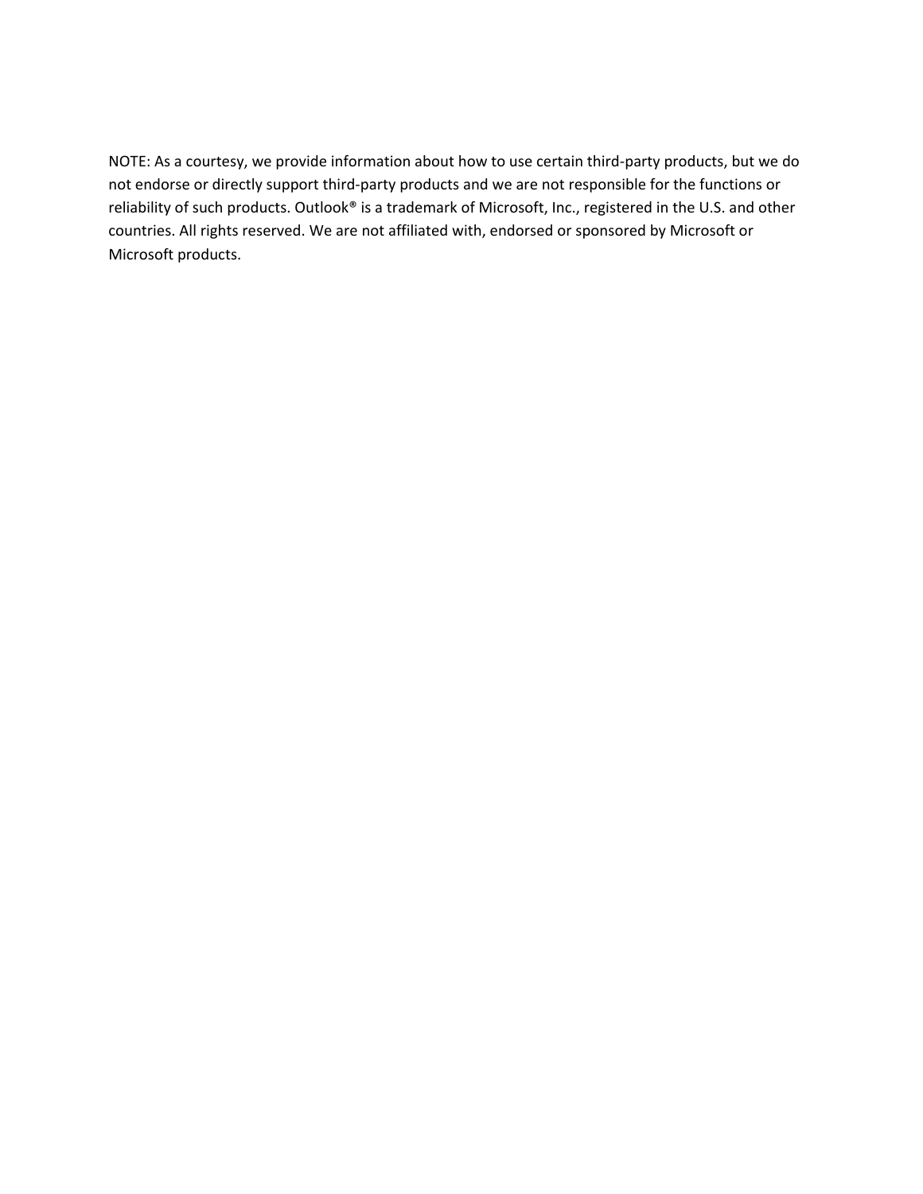NOTE: As a courtesy, we provide information about how to use certain third-party products, but we do not endorse or directly support third-party products and we are not responsible for the functions or reliability of such products. Outlook® is a trademark of Microsoft, Inc., registered in the U.S. and other countries. All rights reserved. We are not affiliated with, endorsed or sponsored by Microsoft or Microsoft products.